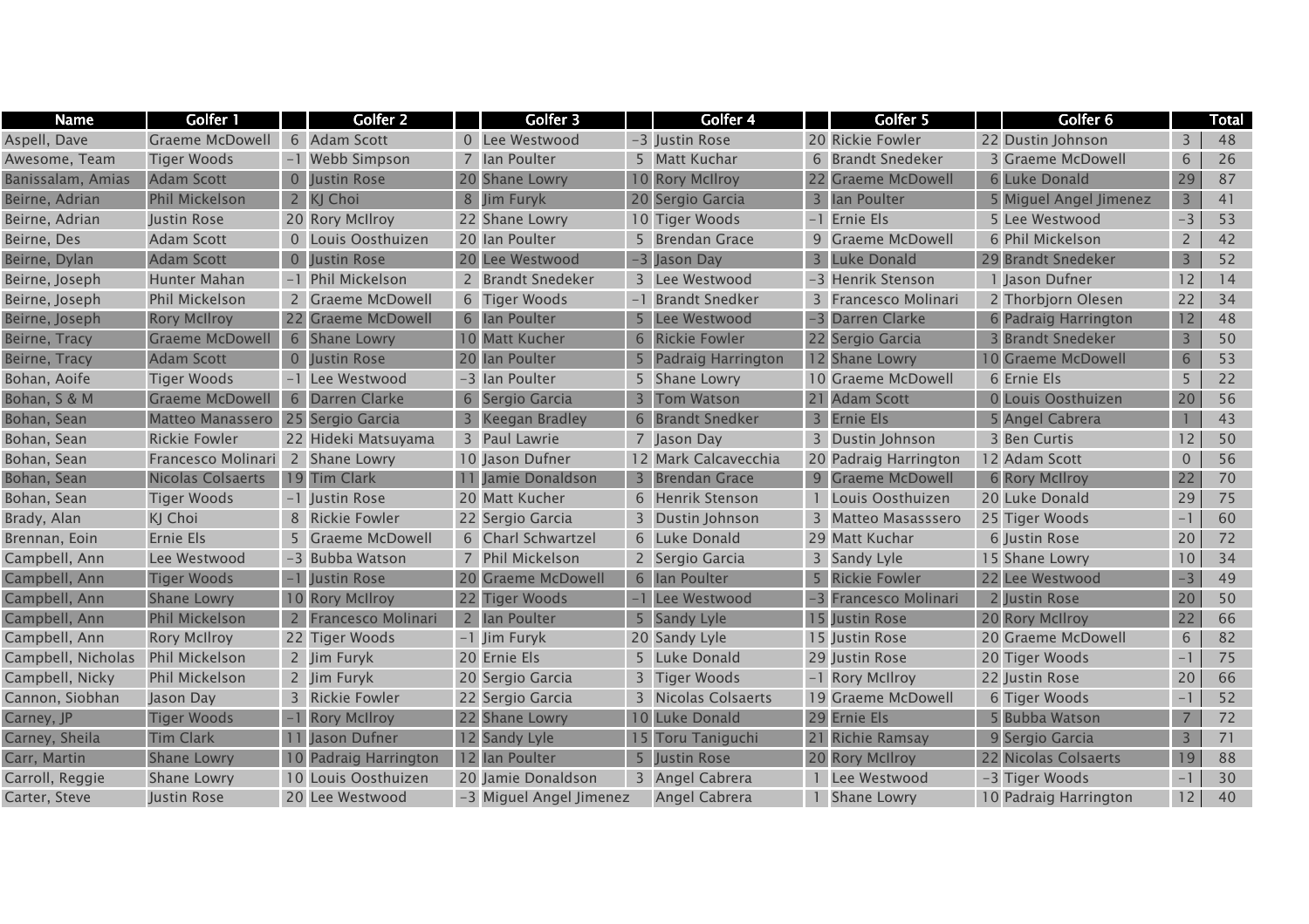| Name | Golfer 1 | | Golfer 2 | | Golfer 3 | | Golfer 4 | | Golfer 5 | | Golfer 6 | | Total |
|---|---|---|---|---|---|---|---|---|---|---|---|---|---|
| Aspell, Dave | Graeme McDowell | 6 | Adam Scott | 0 | Lee Westwood | -3 | Justin Rose | 20 | Rickie Fowler | 22 | Dustin Johnson | 3 | 48 |
| Awesome, Team | Tiger Woods | -1 | Webb Simpson | 7 | Ian Poulter | 5 | Matt Kuchar | 6 | Brandt Snedeker | 3 | Graeme McDowell | 6 | 26 |
| Banissalam, Amias | Adam Scott | 0 | Justin Rose | 20 | Shane Lowry | 10 | Rory McIlroy | 22 | Graeme McDowell | 6 | Luke Donald | 29 | 87 |
| Beirne, Adrian | Phil Mickelson | 2 | KJ Choi | 8 | Jim Furyk | 20 | Sergio Garcia | 3 | Ian Poulter | 5 | Miguel Angel Jimenez | 3 | 41 |
| Beirne, Adrian | Justin Rose | 20 | Rory McIlroy | 22 | Shane Lowry | 10 | Tiger Woods | -1 | Ernie Els | 5 | Lee Westwood | -3 | 53 |
| Beirne, Des | Adam Scott | 0 | Louis Oosthuizen | 20 | Ian Poulter | 5 | Brendan Grace | 9 | Graeme McDowell | 6 | Phil Mickelson | 2 | 42 |
| Beirne, Dylan | Adam Scott | 0 | Justin Rose | 20 | Lee Westwood | -3 | Jason Day | 3 | Luke Donald | 29 | Brandt Snedeker | 3 | 52 |
| Beirne, Joseph | Hunter Mahan | -1 | Phil Mickelson | 2 | Brandt Snedeker | 3 | Lee Westwood | -3 | Henrik Stenson | 1 | Jason Dufner | 12 | 14 |
| Beirne, Joseph | Phil Mickelson | 2 | Graeme McDowell | 6 | Tiger Woods | -1 | Brandt Snedker | 3 | Francesco Molinari | 2 | Thorbjorn Olesen | 22 | 34 |
| Beirne, Joseph | Rory McIlroy | 22 | Graeme McDowell | 6 | Ian Poulter | 5 | Lee Westwood | -3 | Darren Clarke | 6 | Padraig Harrington | 12 | 48 |
| Beirne, Tracy | Graeme McDowell | 6 | Shane Lowry | 10 | Matt Kucher | 6 | Rickie Fowler | 22 | Sergio Garcia | 3 | Brandt Snedeker | 3 | 50 |
| Beirne, Tracy | Adam Scott | 0 | Justin Rose | 20 | Ian Poulter | 5 | Padraig Harrington | 12 | Shane Lowry | 10 | Graeme McDowell | 6 | 53 |
| Bohan, Aoife | Tiger Woods | -1 | Lee Westwood | -3 | Ian Poulter | 5 | Shane Lowry | 10 | Graeme McDowell | 6 | Ernie Els | 5 | 22 |
| Bohan, S & M | Graeme McDowell | 6 | Darren Clarke | 6 | Sergio Garcia | 3 | Tom Watson | 21 | Adam Scott | 0 | Louis Oosthuizen | 20 | 56 |
| Bohan, Sean | Matteo Manassero | 25 | Sergio Garcia | 3 | Keegan Bradley | 6 | Brandt Snedker | 3 | Ernie Els | 5 | Angel Cabrera | 1 | 43 |
| Bohan, Sean | Rickie Fowler | 22 | Hideki Matsuyama | 3 | Paul Lawrie | 7 | Jason Day | 3 | Dustin Johnson | 3 | Ben Curtis | 12 | 50 |
| Bohan, Sean | Francesco Molinari | 2 | Shane Lowry | 10 | Jason Dufner | 12 | Mark Calcavecchia | 20 | Padraig Harrington | 12 | Adam Scott | 0 | 56 |
| Bohan, Sean | Nicolas Colsaerts | 19 | Tim Clark | 11 | Jamie Donaldson | 3 | Brendan Grace | 9 | Graeme McDowell | 6 | Rory McIlroy | 22 | 70 |
| Bohan, Sean | Tiger Woods | -1 | Justin Rose | 20 | Matt Kucher | 6 | Henrik Stenson | 1 | Louis Oosthuizen | 20 | Luke Donald | 29 | 75 |
| Brady, Alan | KJ Choi | 8 | Rickie Fowler | 22 | Sergio Garcia | 3 | Dustin Johnson | 3 | Matteo Masasssero | 25 | Tiger Woods | -1 | 60 |
| Brennan, Eoin | Ernie Els | 5 | Graeme McDowell | 6 | Charl Schwartzel | 6 | Luke Donald | 29 | Matt Kuchar | 6 | Justin Rose | 20 | 72 |
| Campbell, Ann | Lee Westwood | -3 | Bubba Watson | 7 | Phil Mickelson | 2 | Sergio Garcia | 3 | Sandy Lyle | 15 | Shane Lowry | 10 | 34 |
| Campbell, Ann | Tiger Woods | -1 | Justin Rose | 20 | Graeme McDowell | 6 | Ian Poulter | 5 | Rickie Fowler | 22 | Lee Westwood | -3 | 49 |
| Campbell, Ann | Shane Lowry | 10 | Rory McIlroy | 22 | Tiger Woods | -1 | Lee Westwood | -3 | Francesco Molinari | 2 | Justin Rose | 20 | 50 |
| Campbell, Ann | Phil Mickelson | 2 | Francesco Molinari | 2 | Ian Poulter | 5 | Sandy Lyle | 15 | Justin Rose | 20 | Rory McIlroy | 22 | 66 |
| Campbell, Ann | Rory McIlroy | 22 | Tiger Woods | -1 | Jim Furyk | 20 | Sandy Lyle | 15 | Justin Rose | 20 | Graeme McDowell | 6 | 82 |
| Campbell, Nicholas | Phil Mickelson | 2 | Jim Furyk | 20 | Ernie Els | 5 | Luke Donald | 29 | Justin Rose | 20 | Tiger Woods | -1 | 75 |
| Campbell, Nicky | Phil Mickelson | 2 | Jim Furyk | 20 | Sergio Garcia | 3 | Tiger Woods | -1 | Rory McIlroy | 22 | Justin Rose | 20 | 66 |
| Cannon, Siobhan | Jason Day | 3 | Rickie Fowler | 22 | Sergio Garcia | 3 | Nicolas Colsaerts | 19 | Graeme McDowell | 6 | Tiger Woods | -1 | 52 |
| Carney, JP | Tiger Woods | -1 | Rory McIlroy | 22 | Shane Lowry | 10 | Luke Donald | 29 | Ernie Els | 5 | Bubba Watson | 7 | 72 |
| Carney, Sheila | Tim Clark | 11 | Jason Dufner | 12 | Sandy Lyle | 15 | Toru Taniguchi | 21 | Richie Ramsay | 9 | Sergio Garcia | 3 | 71 |
| Carr, Martin | Shane Lowry | 10 | Padraig Harrington | 12 | Ian Poulter | 5 | Justin Rose | 20 | Rory McIlroy | 22 | Nicolas Colsaerts | 19 | 88 |
| Carroll, Reggie | Shane Lowry | 10 | Louis Oosthuizen | 20 | Jamie Donaldson | 3 | Angel Cabrera | 1 | Lee Westwood | -3 | Tiger Woods | -1 | 30 |
| Carter, Steve | Justin Rose | 20 | Lee Westwood | -3 | Miguel Angel Jimenez | | Angel Cabrera | 1 | Shane Lowry | 10 | Padraig Harrington | 12 | 40 |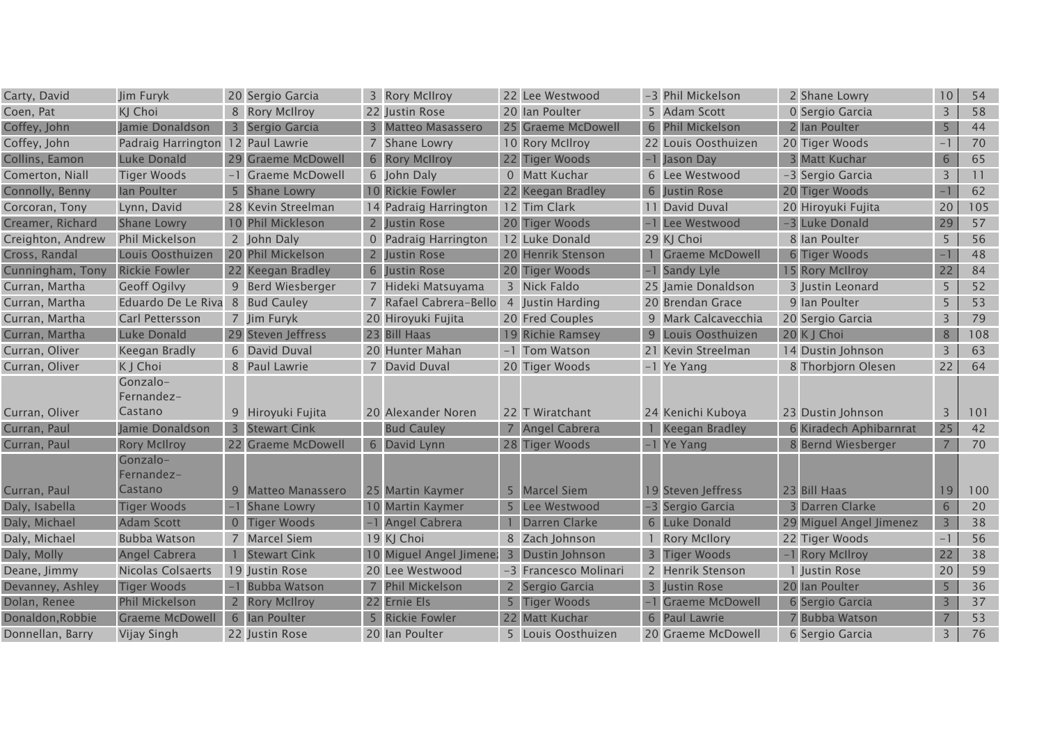| | | | | | | | | | | | | | |
|---|---|---|---|---|---|---|---|---|---|---|---|---|---|
| Carty, David | Jim Furyk | 20 | Sergio Garcia | 3 | Rory McIlroy | 22 | Lee Westwood | -3 | Phil Mickelson | 2 | Shane Lowry | 10 | 54 |
| Coen, Pat | KJ Choi | 8 | Rory McIlroy | 22 | Justin Rose | 20 | Ian Poulter | 5 | Adam Scott | 0 | Sergio Garcia | 3 | 58 |
| Coffey, John | Jamie Donaldson | 3 | Sergio Garcia | 3 | Matteo Masassero | 25 | Graeme McDowell | 6 | Phil Mickelson | 2 | Ian Poulter | 5 | 44 |
| Coffey, John | Padraig Harrington | 12 | Paul Lawrie | 7 | Shane Lowry | 10 | Rory McIlroy | 22 | Louis Oosthuizen | 20 | Tiger Woods | -1 | 70 |
| Collins, Eamon | Luke Donald | 29 | Graeme McDowell | 6 | Rory McIlroy | 22 | Tiger Woods | -1 | Jason Day | 3 | Matt Kuchar | 6 | 65 |
| Comerton, Niall | Tiger Woods | -1 | Graeme McDowell | 6 | John Daly | 0 | Matt Kuchar | 6 | Lee Westwood | -3 | Sergio Garcia | 3 | 11 |
| Connolly, Benny | Ian Poulter | 5 | Shane Lowry | 10 | Rickie Fowler | 22 | Keegan Bradley | 6 | Justin Rose | 20 | Tiger Woods | -1 | 62 |
| Corcoran, Tony | Lynn, David | 28 | Kevin Streelman | 14 | Padraig Harrington | 12 | Tim Clark | 11 | David Duval | 20 | Hiroyuki Fujita | 20 | 105 |
| Creamer, Richard | Shane Lowry | 10 | Phil Mickleson | 2 | Justin Rose | 20 | Tiger Woods | -1 | Lee Westwood | -3 | Luke Donald | 29 | 57 |
| Creighton, Andrew | Phil Mickelson | 2 | John Daly | 0 | Padraig Harrington | 12 | Luke Donald | 29 | KJ Choi | 8 | Ian Poulter | 5 | 56 |
| Cross, Randal | Louis Oosthuizen | 20 | Phil Mickelson | 2 | Justin Rose | 20 | Henrik Stenson | 1 | Graeme McDowell | 6 | Tiger Woods | -1 | 48 |
| Cunningham, Tony | Rickie Fowler | 22 | Keegan Bradley | 6 | Justin Rose | 20 | Tiger Woods | -1 | Sandy Lyle | 15 | Rory McIlroy | 22 | 84 |
| Curran, Martha | Geoff Ogilvy | 9 | Berd Wiesberger | 7 | Hideki Matsuyama | 3 | Nick Faldo | 25 | Jamie Donaldson | 3 | Justin Leonard | 5 | 52 |
| Curran, Martha | Eduardo De La Riva | 8 | Bud Cauley | 7 | Rafael Cabrera-Bello | 4 | Justin Harding | 20 | Brendan Grace | 9 | Ian Poulter | 5 | 53 |
| Curran, Martha | Carl Pettersson | 7 | Jim Furyk | 20 | Hiroyuki Fujita | 20 | Fred Couples | 9 | Mark Calcavecchia | 20 | Sergio Garcia | 3 | 79 |
| Curran, Martha | Luke Donald | 29 | Steven Jeffress | 23 | Bill Haas | 19 | Richie Ramsey | 9 | Louis Oosthuizen | 20 | K J Choi | 8 | 108 |
| Curran, Oliver | Keegan Bradly | 6 | David Duval | 20 | Hunter Mahan | -1 | Tom Watson | 21 | Kevin Streelman | 14 | Dustin Johnson | 3 | 63 |
| Curran, Oliver | K J Choi | 8 | Paul Lawrie | 7 | David Duval | 20 | Tiger Woods | -1 | Ye Yang | 8 | Thorbjorn Olesen | 22 | 64 |
| Curran, Oliver | Gonzalo-Fernandez-Castano | 9 | Hiroyuki Fujita | 20 | Alexander Noren | 22 | T Wiratchant | 24 | Kenichi Kuboya | 23 | Dustin Johnson | 3 | 101 |
| Curran, Paul | Jamie Donaldson | 3 | Stewart Cink | | Bud Cauley | 7 | Angel Cabrera | 1 | Keegan Bradley | 6 | Kiradech Aphibarnrat | 25 | 42 |
| Curran, Paul | Rory McIlroy | 22 | Graeme McDowell | 6 | David Lynn | 28 | Tiger Woods | -1 | Ye Yang | 8 | Bernd Wiesberger | 7 | 70 |
| Curran, Paul | Gonzalo-Fernandez-Castano | 9 | Matteo Manassero | 25 | Martin Kaymer | 5 | Marcel Siem | 19 | Steven Jeffress | 23 | Bill Haas | 19 | 100 |
| Daly, Isabella | Tiger Woods | -1 | Shane Lowry | 10 | Martin Kaymer | 5 | Lee Westwood | -3 | Sergio Garcia | 3 | Darren Clarke | 6 | 20 |
| Daly, Michael | Adam Scott | 0 | Tiger Woods | -1 | Angel Cabrera | 1 | Darren Clarke | 6 | Luke Donald | 29 | Miguel Angel Jimenez | 3 | 38 |
| Daly, Michael | Bubba Watson | 7 | Marcel Siem | 19 | KJ Choi | 8 | Zach Johnson | 1 | Rory McIllory | 22 | Tiger Woods | -1 | 56 |
| Daly, Molly | Angel Cabrera | 1 | Stewart Cink | 10 | Miguel Angel Jimene | 3 | Dustin Johnson | 3 | Tiger Woods | -1 | Rory McIlroy | 22 | 38 |
| Deane, Jimmy | Nicolas Colsaerts | 19 | Justin Rose | 20 | Lee Westwood | -3 | Francesco Molinari | 2 | Henrik Stenson | 1 | Justin Rose | 20 | 59 |
| Devanney, Ashley | Tiger Woods | -1 | Bubba Watson | 7 | Phil Mickelson | 2 | Sergio Garcia | 3 | Justin Rose | 20 | Ian Poulter | 5 | 36 |
| Dolan, Renee | Phil Mickelson | 2 | Rory McIlroy | 22 | Ernie Els | 5 | Tiger Woods | -1 | Graeme McDowell | 6 | Sergio Garcia | 3 | 37 |
| Donaldon,Robbie | Graeme McDowell | 6 | Ian Poulter | 5 | Rickie Fowler | 22 | Matt Kuchar | 6 | Paul Lawrie | 7 | Bubba Watson | 7 | 53 |
| Donnellan, Barry | Vijay Singh | 22 | Justin Rose | 20 | Ian Poulter | 5 | Louis Oosthuizen | 20 | Graeme McDowell | 6 | Sergio Garcia | 3 | 76 |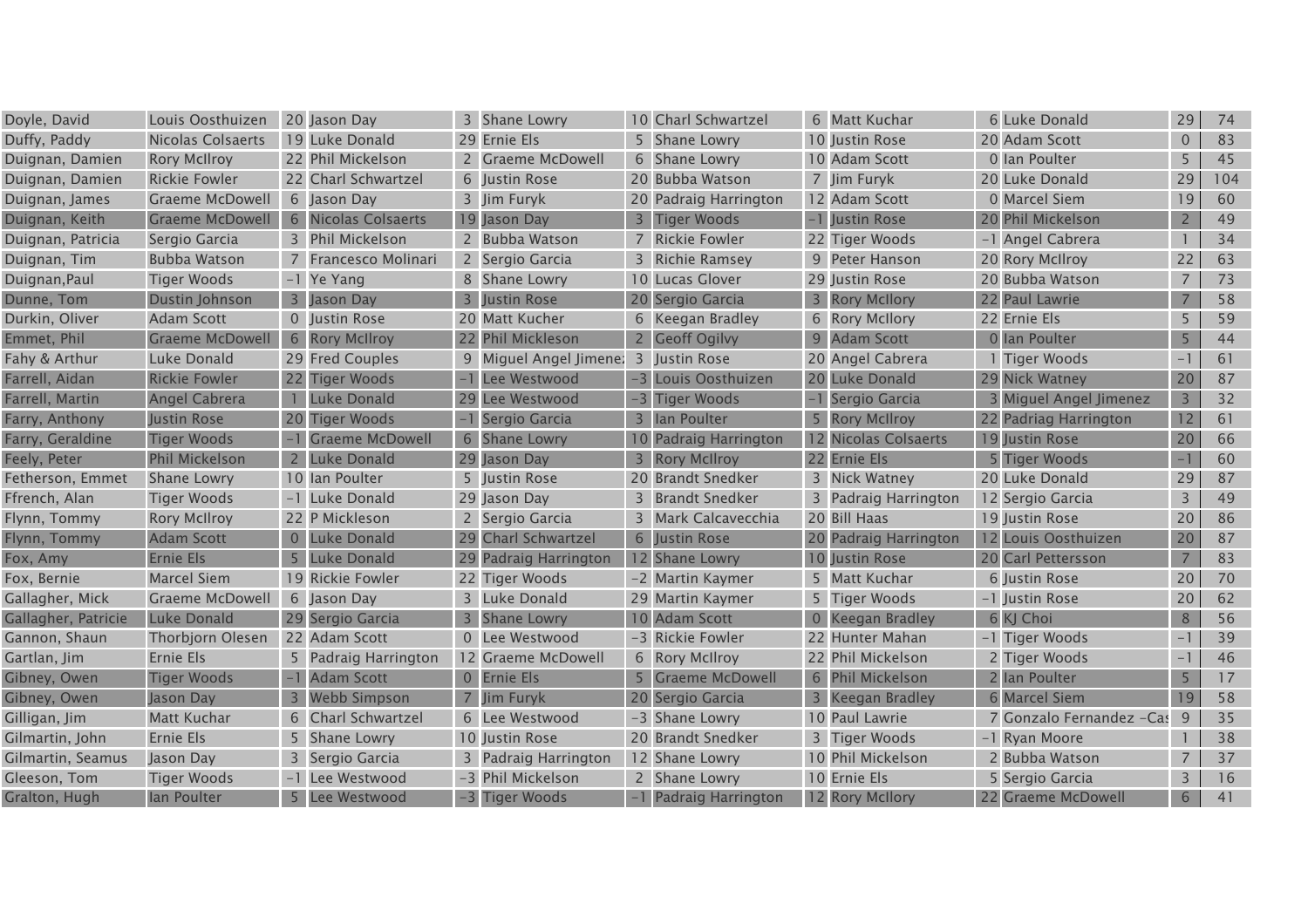| | | | | | | | | | | | | | |
|---|---|---|---|---|---|---|---|---|---|---|---|---|---|
| Doyle, David | Louis Oosthuizen | 20 | Jason Day | 3 | Shane Lowry | 10 | Charl Schwartzel | 6 | Matt Kuchar | 6 | Luke Donald | 29 | 74 |
| Duffy, Paddy | Nicolas Colsaerts | 19 | Luke Donald | 29 | Ernie Els | 5 | Shane Lowry | 10 | Justin Rose | 20 | Adam Scott | 0 | 83 |
| Duignan, Damien | Rory McIlroy | 22 | Phil Mickelson | 2 | Graeme McDowell | 6 | Shane Lowry | 10 | Adam Scott | 0 | Ian Poulter | 5 | 45 |
| Duignan, Damien | Rickie Fowler | 22 | Charl Schwartzel | 6 | Justin Rose | 20 | Bubba Watson | 7 | Jim Furyk | 20 | Luke Donald | 29 | 104 |
| Duignan, James | Graeme McDowell | 6 | Jason Day | 3 | Jim Furyk | 20 | Padraig Harrington | 12 | Adam Scott | 0 | Marcel Siem | 19 | 60 |
| Duignan, Keith | Graeme McDowell | 6 | Nicolas Colsaerts | 19 | Jason Day | 3 | Tiger Woods | -1 | Justin Rose | 20 | Phil Mickelson | 2 | 49 |
| Duignan, Patricia | Sergio Garcia | 3 | Phil Mickelson | 2 | Bubba Watson | 7 | Rickie Fowler | 22 | Tiger Woods | -1 | Angel Cabrera | 1 | 34 |
| Duignan, Tim | Bubba Watson | 7 | Francesco Molinari | 2 | Sergio Garcia | 3 | Richie Ramsey | 9 | Peter Hanson | 20 | Rory McIlroy | 22 | 63 |
| Duignan,Paul | Tiger Woods | -1 | Ye Yang | 8 | Shane Lowry | 10 | Lucas Glover | 29 | Justin Rose | 20 | Bubba Watson | 7 | 73 |
| Dunne, Tom | Dustin Johnson | 3 | Jason Day | 3 | Justin Rose | 20 | Sergio Garcia | 3 | Rory McIlory | 22 | Paul Lawrie | 7 | 58 |
| Durkin, Oliver | Adam Scott | 0 | Justin Rose | 20 | Matt Kucher | 6 | Keegan Bradley | 6 | Rory McIlory | 22 | Ernie Els | 5 | 59 |
| Emmet, Phil | Graeme McDowell | 6 | Rory McIlroy | 22 | Phil Mickleson | 2 | Geoff Ogilvy | 9 | Adam Scott | 0 | Ian Poulter | 5 | 44 |
| Fahy & Arthur | Luke Donald | 29 | Fred Couples | 9 | Miguel Angel Jimene: | 3 | Justin Rose | 20 | Angel Cabrera | 1 | Tiger Woods | -1 | 61 |
| Farrell, Aidan | Rickie Fowler | 22 | Tiger Woods | -1 | Lee Westwood | -3 | Louis Oosthuizen | 20 | Luke Donald | 29 | Nick Watney | 20 | 87 |
| Farrell, Martin | Angel Cabrera | 1 | Luke Donald | 29 | Lee Westwood | -3 | Tiger Woods | -1 | Sergio Garcia | 3 | Miguel Angel Jimenez | 3 | 32 |
| Farry, Anthony | Justin Rose | 20 | Tiger Woods | -1 | Sergio Garcia | 3 | Ian Poulter | 5 | Rory McIlroy | 22 | Padriag Harrington | 12 | 61 |
| Farry, Geraldine | Tiger Woods | -1 | Graeme McDowell | 6 | Shane Lowry | 10 | Padraig Harrington | 12 | Nicolas Colsaerts | 19 | Justin Rose | 20 | 66 |
| Feely, Peter | Phil Mickelson | 2 | Luke Donald | 29 | Jason Day | 3 | Rory McIlroy | 22 | Ernie Els | 5 | Tiger Woods | -1 | 60 |
| Fetherson, Emmet | Shane Lowry | 10 | Ian Poulter | 5 | Justin Rose | 20 | Brandt Snedker | 3 | Nick Watney | 20 | Luke Donald | 29 | 87 |
| Ffrench, Alan | Tiger Woods | -1 | Luke Donald | 29 | Jason Day | 3 | Brandt Snedker | 3 | Padraig Harrington | 12 | Sergio Garcia | 3 | 49 |
| Flynn, Tommy | Rory McIlroy | 22 | P Mickleson | 2 | Sergio Garcia | 3 | Mark Calcavecchia | 20 | Bill Haas | 19 | Justin Rose | 20 | 86 |
| Flynn, Tommy | Adam Scott | 0 | Luke Donald | 29 | Charl Schwartzel | 6 | Justin Rose | 20 | Padraig Harrington | 12 | Louis Oosthuizen | 20 | 87 |
| Fox, Amy | Ernie Els | 5 | Luke Donald | 29 | Padraig Harrington | 12 | Shane Lowry | 10 | Justin Rose | 20 | Carl Pettersson | 7 | 83 |
| Fox, Bernie | Marcel Siem | 19 | Rickie Fowler | 22 | Tiger Woods | -2 | Martin Kaymer | 5 | Matt Kuchar | 6 | Justin Rose | 20 | 70 |
| Gallagher, Mick | Graeme McDowell | 6 | Jason Day | 3 | Luke Donald | 29 | Martin Kaymer | 5 | Tiger Woods | -1 | Justin Rose | 20 | 62 |
| Gallagher, Patricie | Luke Donald | 29 | Sergio Garcia | 3 | Shane Lowry | 10 | Adam Scott | 0 | Keegan Bradley | 6 | KJ Choi | 8 | 56 |
| Gannon, Shaun | Thorbjorn Olesen | 22 | Adam Scott | 0 | Lee Westwood | -3 | Rickie Fowler | 22 | Hunter Mahan | -1 | Tiger Woods | -1 | 39 |
| Gartlan, Jim | Ernie Els | 5 | Padraig Harrington | 12 | Graeme McDowell | 6 | Rory McIlroy | 22 | Phil Mickelson | 2 | Tiger Woods | -1 | 46 |
| Gibney, Owen | Tiger Woods | -1 | Adam Scott | 0 | Ernie Els | 5 | Graeme McDowell | 6 | Phil Mickelson | 2 | Ian Poulter | 5 | 17 |
| Gibney, Owen | Jason Day | 3 | Webb Simpson | 7 | Jim Furyk | 20 | Sergio Garcia | 3 | Keegan Bradley | 6 | Marcel Siem | 19 | 58 |
| Gilligan, Jim | Matt Kuchar | 6 | Charl Schwartzel | 6 | Lee Westwood | -3 | Shane Lowry | 10 | Paul Lawrie | 7 | Gonzalo Fernandez -Cas | 9 | 35 |
| Gilmartin, John | Ernie Els | 5 | Shane Lowry | 10 | Justin Rose | 20 | Brandt Snedker | 3 | Tiger Woods | -1 | Ryan Moore | 1 | 38 |
| Gilmartin, Seamus | Jason Day | 3 | Sergio Garcia | 3 | Padraig Harrington | 12 | Shane Lowry | 10 | Phil Mickelson | 2 | Bubba Watson | 7 | 37 |
| Gleeson, Tom | Tiger Woods | -1 | Lee Westwood | -3 | Phil Mickelson | 2 | Shane Lowry | 10 | Ernie Els | 5 | Sergio Garcia | 3 | 16 |
| Gralton, Hugh | Ian Poulter | 5 | Lee Westwood | -3 | Tiger Woods | -1 | Padraig Harrington | 12 | Rory McIlory | 22 | Graeme McDowell | 6 | 41 |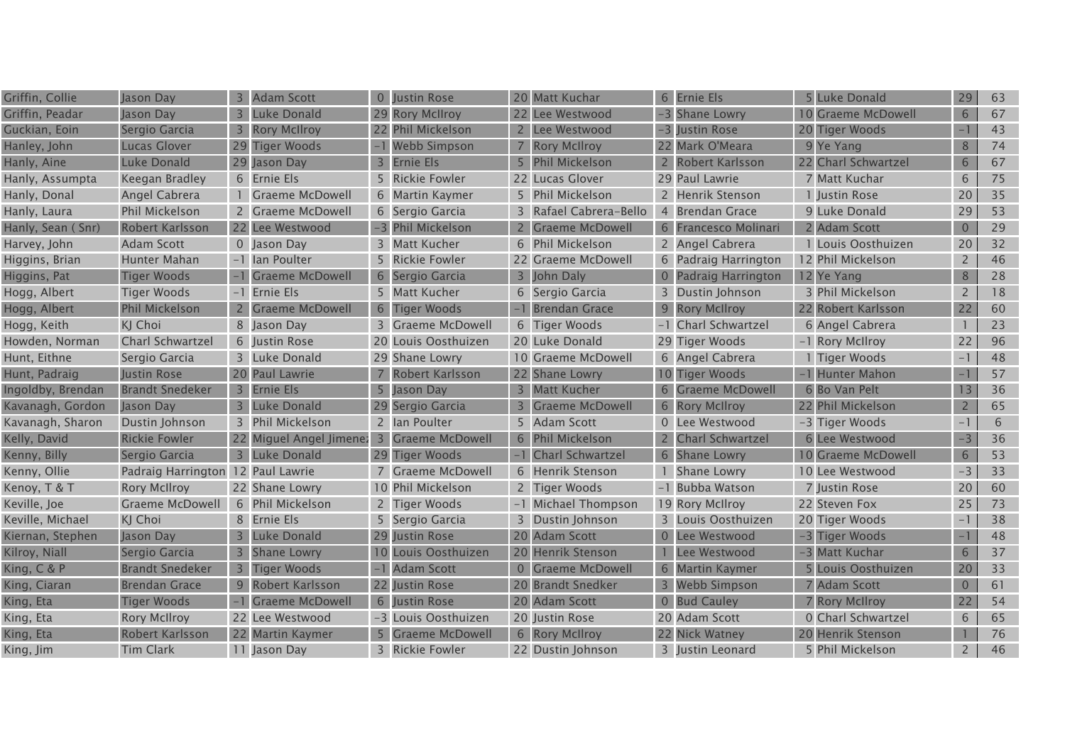| Griffin, Collie | Jason Day | 3 | Adam Scott | 0 | Justin Rose | 20 | Matt Kuchar | 6 | Ernie Els | 5 | Luke Donald | 29 | 63 |
|---|---|---|---|---|---|---|---|---|---|---|---|---|---|
| Griffin, Peadar | Jason Day | 3 | Luke Donald | 29 | Rory McIlroy | 22 | Lee Westwood | -3 | Shane Lowry | 10 | Graeme McDowell | 6 | 67 |
| Guckian, Eoin | Sergio Garcia | 3 | Rory McIlroy | 22 | Phil Mickelson | 2 | Lee Westwood | -3 | Justin Rose | 20 | Tiger Woods | -1 | 43 |
| Hanley, John | Lucas Glover | 29 | Tiger Woods | -1 | Webb Simpson | 7 | Rory McIlroy | 22 | Mark O'Meara | 9 | Ye Yang | 8 | 74 |
| Hanly, Aine | Luke Donald | 29 | Jason Day | 3 | Ernie Els | 5 | Phil Mickelson | 2 | Robert Karlsson | 22 | Charl Schwartzel | 6 | 67 |
| Hanly, Assumpta | Keegan Bradley | 6 | Ernie Els | 5 | Rickie Fowler | 22 | Lucas Glover | 29 | Paul Lawrie | 7 | Matt Kuchar | 6 | 75 |
| Hanly, Donal | Angel Cabrera | 1 | Graeme McDowell | 6 | Martin Kaymer | 5 | Phil Mickelson | 2 | Henrik Stenson | 1 | Justin Rose | 20 | 35 |
| Hanly, Laura | Phil Mickelson | 2 | Graeme McDowell | 6 | Sergio Garcia | 3 | Rafael Cabrera-Bello | 4 | Brendan Grace | 9 | Luke Donald | 29 | 53 |
| Hanly, Sean ( Snr) | Robert Karlsson | 22 | Lee Westwood | -3 | Phil Mickelson | 2 | Graeme McDowell | 6 | Francesco Molinari | 2 | Adam Scott | 0 | 29 |
| Harvey, John | Adam Scott | 0 | Jason Day | 3 | Matt Kucher | 6 | Phil Mickelson | 2 | Angel Cabrera | 1 | Louis Oosthuizen | 20 | 32 |
| Higgins, Brian | Hunter Mahan | -1 | Ian Poulter | 5 | Rickie Fowler | 22 | Graeme McDowell | 6 | Padraig Harrington | 12 | Phil Mickelson | 2 | 46 |
| Higgins, Pat | Tiger Woods | -1 | Graeme McDowell | 6 | Sergio Garcia | 3 | John Daly | 0 | Padraig Harrington | 12 | Ye Yang | 8 | 28 |
| Hogg, Albert | Tiger Woods | -1 | Ernie Els | 5 | Matt Kucher | 6 | Sergio Garcia | 3 | Dustin Johnson | 3 | Phil Mickelson | 2 | 18 |
| Hogg, Albert | Phil Mickelson | 2 | Graeme McDowell | 6 | Tiger Woods | -1 | Brendan Grace | 9 | Rory McIlroy | 22 | Robert Karlsson | 22 | 60 |
| Hogg, Keith | KJ Choi | 8 | Jason Day | 3 | Graeme McDowell | 6 | Tiger Woods | -1 | Charl Schwartzel | 6 | Angel Cabrera | 1 | 23 |
| Howden, Norman | Charl Schwartzel | 6 | Justin Rose | 20 | Louis Oosthuizen | 20 | Luke Donald | 29 | Tiger Woods | -1 | Rory McIlroy | 22 | 96 |
| Hunt, Eithne | Sergio Garcia | 3 | Luke Donald | 29 | Shane Lowry | 10 | Graeme McDowell | 6 | Angel Cabrera | 1 | Tiger Woods | -1 | 48 |
| Hunt, Padraig | Justin Rose | 20 | Paul Lawrie | 7 | Robert Karlsson | 22 | Shane Lowry | 10 | Tiger Woods | -1 | Hunter Mahon | -1 | 57 |
| Ingoldby, Brendan | Brandt Snedeker | 3 | Ernie Els | 5 | Jason Day | 3 | Matt Kucher | 6 | Graeme McDowell | 6 | Bo Van Pelt | 13 | 36 |
| Kavanagh, Gordon | Jason Day | 3 | Luke Donald | 29 | Sergio Garcia | 3 | Graeme McDowell | 6 | Rory McIlroy | 22 | Phil Mickelson | 2 | 65 |
| Kavanagh, Sharon | Dustin Johnson | 3 | Phil Mickelson | 2 | Ian Poulter | 5 | Adam Scott | 0 | Lee Westwood | -3 | Tiger Woods | -1 | 6 |
| Kelly, David | Rickie Fowler | 22 | Miguel Angel Jimene: | 3 | Graeme McDowell | 6 | Phil Mickelson | 2 | Charl Schwartzel | 6 | Lee Westwood | -3 | 36 |
| Kenny, Billy | Sergio Garcia | 3 | Luke Donald | 29 | Tiger Woods | -1 | Charl Schwartzel | 6 | Shane Lowry | 10 | Graeme McDowell | 6 | 53 |
| Kenny, Ollie | Padraig Harrington | 12 | Paul Lawrie | 7 | Graeme McDowell | 6 | Henrik Stenson | 1 | Shane Lowry | 10 | Lee Westwood | -3 | 33 |
| Kenoy, T & T | Rory McIlroy | 22 | Shane Lowry | 10 | Phil Mickelson | 2 | Tiger Woods | -1 | Bubba Watson | 7 | Justin Rose | 20 | 60 |
| Keville, Joe | Graeme McDowell | 6 | Phil Mickelson | 2 | Tiger Woods | -1 | Michael Thompson | 19 | Rory McIlroy | 22 | Steven Fox | 25 | 73 |
| Keville, Michael | KJ Choi | 8 | Ernie Els | 5 | Sergio Garcia | 3 | Dustin Johnson | 3 | Louis Oosthuizen | 20 | Tiger Woods | -1 | 38 |
| Kiernan, Stephen | Jason Day | 3 | Luke Donald | 29 | Justin Rose | 20 | Adam Scott | 0 | Lee Westwood | -3 | Tiger Woods | -1 | 48 |
| Kilroy, Niall | Sergio Garcia | 3 | Shane Lowry | 10 | Louis Oosthuizen | 20 | Henrik Stenson | 1 | Lee Westwood | -3 | Matt Kuchar | 6 | 37 |
| King, C & P | Brandt Snedeker | 3 | Tiger Woods | -1 | Adam Scott | 0 | Graeme McDowell | 6 | Martin Kaymer | 5 | Louis Oosthuizen | 20 | 33 |
| King, Ciaran | Brendan Grace | 9 | Robert Karlsson | 22 | Justin Rose | 20 | Brandt Snedker | 3 | Webb Simpson | 7 | Adam Scott | 0 | 61 |
| King, Eta | Tiger Woods | -1 | Graeme McDowell | 6 | Justin Rose | 20 | Adam Scott | 0 | Bud Cauley | 7 | Rory McIlroy | 22 | 54 |
| King, Eta | Rory McIlroy | 22 | Lee Westwood | -3 | Louis Oosthuizen | 20 | Justin Rose | 20 | Adam Scott | 0 | Charl Schwartzel | 6 | 65 |
| King, Eta | Robert Karlsson | 22 | Martin Kaymer | 5 | Graeme McDowell | 6 | Rory McIlroy | 22 | Nick Watney | 20 | Henrik Stenson | 1 | 76 |
| King, Jim | Tim Clark | 11 | Jason Day | 3 | Rickie Fowler | 22 | Dustin Johnson | 3 | Justin Leonard | 5 | Phil Mickelson | 2 | 46 |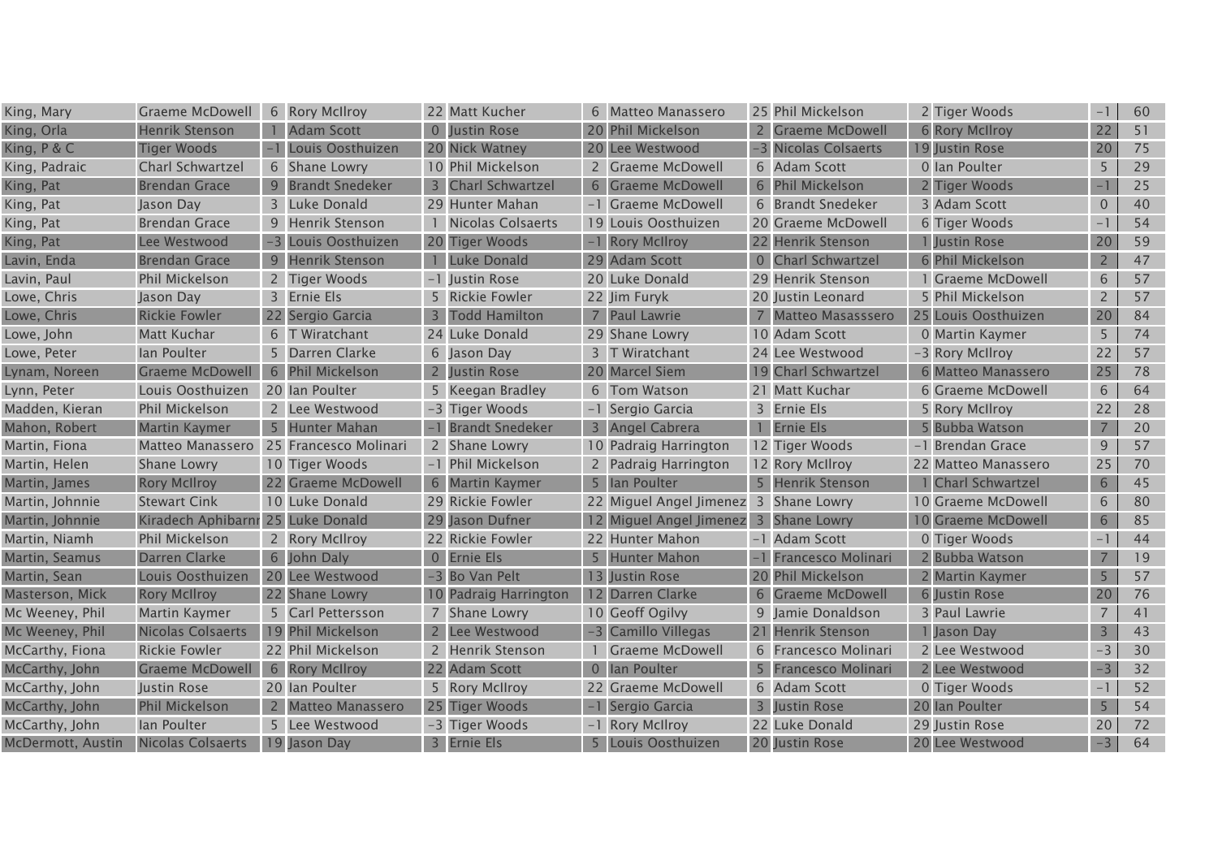| | | | | | | | | | | | | | | |
|---|---|---|---|---|---|---|---|---|---|---|---|---|---|---|
| King, Mary | Graeme McDowell | 6 | Rory McIlroy | 22 | Matt Kucher | 6 | Matteo Manassero | 25 | Phil Mickelson | 2 | Tiger Woods | -1 | 60 |
| King, Orla | Henrik Stenson | 1 | Adam Scott | 0 | Justin Rose | 20 | Phil Mickelson | 2 | Graeme McDowell | 6 | Rory McIlroy | 22 | 51 |
| King, P & C | Tiger Woods | -1 | Louis Oosthuizen | 20 | Nick Watney | 20 | Lee Westwood | -3 | Nicolas Colsaerts | 19 | Justin Rose | 20 | 75 |
| King, Padraic | Charl Schwartzel | 6 | Shane Lowry | 10 | Phil Mickelson | 2 | Graeme McDowell | 6 | Adam Scott | 0 | Ian Poulter | 5 | 29 |
| King, Pat | Brendan Grace | 9 | Brandt Snedeker | 3 | Charl Schwartzel | 6 | Graeme McDowell | 6 | Phil Mickelson | 2 | Tiger Woods | -1 | 25 |
| King, Pat | Jason Day | 3 | Luke Donald | 29 | Hunter Mahan | -1 | Graeme McDowell | 6 | Brandt Snedeker | 3 | Adam Scott | 0 | 40 |
| King, Pat | Brendan Grace | 9 | Henrik Stenson | 1 | Nicolas Colsaerts | 19 | Louis Oosthuizen | 20 | Graeme McDowell | 6 | Tiger Woods | -1 | 54 |
| King, Pat | Lee Westwood | -3 | Louis Oosthuizen | 20 | Tiger Woods | -1 | Rory McIlroy | 22 | Henrik Stenson | 1 | Justin Rose | 20 | 59 |
| Lavin, Enda | Brendan Grace | 9 | Henrik Stenson | 1 | Luke Donald | 29 | Adam Scott | 0 | Charl Schwartzel | 6 | Phil Mickelson | 2 | 47 |
| Lavin, Paul | Phil Mickelson | 2 | Tiger Woods | -1 | Justin Rose | 20 | Luke Donald | 29 | Henrik Stenson | 1 | Graeme McDowell | 6 | 57 |
| Lowe, Chris | Jason Day | 3 | Ernie Els | 5 | Rickie Fowler | 22 | Jim Furyk | 20 | Justin Leonard | 5 | Phil Mickelson | 2 | 57 |
| Lowe, Chris | Rickie Fowler | 22 | Sergio Garcia | 3 | Todd Hamilton | 7 | Paul Lawrie | 7 | Matteo Masasssero | 25 | Louis Oosthuizen | 20 | 84 |
| Lowe, John | Matt Kuchar | 6 | T Wiratchant | 24 | Luke Donald | 29 | Shane Lowry | 10 | Adam Scott | 0 | Martin Kaymer | 5 | 74 |
| Lowe, Peter | Ian Poulter | 5 | Darren Clarke | 6 | Jason Day | 3 | T Wiratchant | 24 | Lee Westwood | -3 | Rory McIlroy | 22 | 57 |
| Lynam, Noreen | Graeme McDowell | 6 | Phil Mickelson | 2 | Justin Rose | 20 | Marcel Siem | 19 | Charl Schwartzel | 6 | Matteo Manassero | 25 | 78 |
| Lynn, Peter | Louis Oosthuizen | 20 | Ian Poulter | 5 | Keegan Bradley | 6 | Tom Watson | 21 | Matt Kuchar | 6 | Graeme McDowell | 6 | 64 |
| Madden, Kieran | Phil Mickelson | 2 | Lee Westwood | -3 | Tiger Woods | -1 | Sergio Garcia | 3 | Ernie Els | 5 | Rory McIlroy | 22 | 28 |
| Mahon, Robert | Martin Kaymer | 5 | Hunter Mahan | -1 | Brandt Snedeker | 3 | Angel Cabrera | 1 | Ernie Els | 5 | Bubba Watson | 7 | 20 |
| Martin, Fiona | Matteo Manassero | 25 | Francesco Molinari | 2 | Shane Lowry | 10 | Padraig Harrington | 12 | Tiger Woods | -1 | Brendan Grace | 9 | 57 |
| Martin, Helen | Shane Lowry | 10 | Tiger Woods | -1 | Phil Mickelson | 2 | Padraig Harrington | 12 | Rory McIlroy | 22 | Matteo Manassero | 25 | 70 |
| Martin, James | Rory McIlroy | 22 | Graeme McDowell | 6 | Martin Kaymer | 5 | Ian Poulter | 5 | Henrik Stenson | 1 | Charl Schwartzel | 6 | 45 |
| Martin, Johnnie | Stewart Cink | 10 | Luke Donald | 29 | Rickie Fowler | 22 | Miguel Angel Jimenez | 3 | Shane Lowry | 10 | Graeme McDowell | 6 | 80 |
| Martin, Johnnie | Kiradech Aphibarnr | 25 | Luke Donald | 29 | Jason Dufner | 12 | Miguel Angel Jimenez | 3 | Shane Lowry | 10 | Graeme McDowell | 6 | 85 |
| Martin, Niamh | Phil Mickelson | 2 | Rory McIlroy | 22 | Rickie Fowler | 22 | Hunter Mahon | -1 | Adam Scott | 0 | Tiger Woods | -1 | 44 |
| Martin, Seamus | Darren Clarke | 6 | John Daly | 0 | Ernie Els | 5 | Hunter Mahon | -1 | Francesco Molinari | 2 | Bubba Watson | 7 | 19 |
| Martin, Sean | Louis Oosthuizen | 20 | Lee Westwood | -3 | Bo Van Pelt | 13 | Justin Rose | 20 | Phil Mickelson | 2 | Martin Kaymer | 5 | 57 |
| Masterson, Mick | Rory McIlroy | 22 | Shane Lowry | 10 | Padraig Harrington | 12 | Darren Clarke | 6 | Graeme McDowell | 6 | Justin Rose | 20 | 76 |
| Mc Weeney, Phil | Martin Kaymer | 5 | Carl Pettersson | 7 | Shane Lowry | 10 | Geoff Ogilvy | 9 | Jamie Donaldson | 3 | Paul Lawrie | 7 | 41 |
| Mc Weeney, Phil | Nicolas Colsaerts | 19 | Phil Mickelson | 2 | Lee Westwood | -3 | Camillo Villegas | 21 | Henrik Stenson | 1 | Jason Day | 3 | 43 |
| McCarthy, Fiona | Rickie Fowler | 22 | Phil Mickelson | 2 | Henrik Stenson | 1 | Graeme McDowell | 6 | Francesco Molinari | 2 | Lee Westwood | -3 | 30 |
| McCarthy, John | Graeme McDowell | 6 | Rory McIlroy | 22 | Adam Scott | 0 | Ian Poulter | 5 | Francesco Molinari | 2 | Lee Westwood | -3 | 32 |
| McCarthy, John | Justin Rose | 20 | Ian Poulter | 5 | Rory McIlroy | 22 | Graeme McDowell | 6 | Adam Scott | 0 | Tiger Woods | -1 | 52 |
| McCarthy, John | Phil Mickelson | 2 | Matteo Manassero | 25 | Tiger Woods | -1 | Sergio Garcia | 3 | Justin Rose | 20 | Ian Poulter | 5 | 54 |
| McCarthy, John | Ian Poulter | 5 | Lee Westwood | -3 | Tiger Woods | -1 | Rory McIlroy | 22 | Luke Donald | 29 | Justin Rose | 20 | 72 |
| McDermott, Austin | Nicolas Colsaerts | 19 | Jason Day | 3 | Ernie Els | 5 | Louis Oosthuizen | 20 | Justin Rose | 20 | Lee Westwood | -3 | 64 |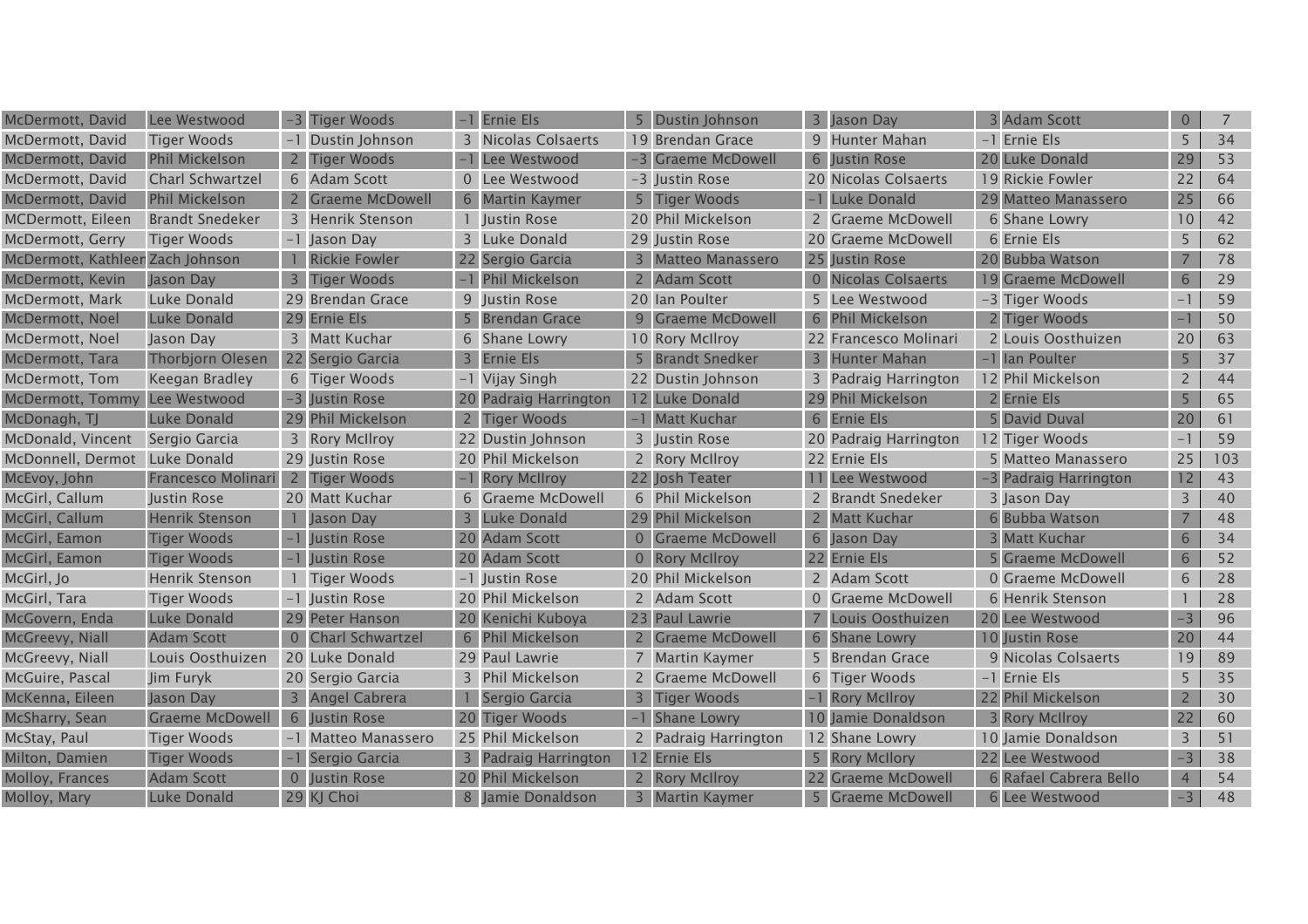| | | | | | | | | | | | | | |
|---|---|---|---|---|---|---|---|---|---|---|---|---|---|
| McDermott, David | Lee Westwood | -3 | Tiger Woods | -1 | Ernie Els | 5 | Dustin Johnson | 3 | Jason Day | 3 | Adam Scott | 0 | 7 |
| McDermott, David | Tiger Woods | -1 | Dustin Johnson | 3 | Nicolas Colsaerts | 19 | Brendan Grace | 9 | Hunter Mahan | -1 | Ernie Els | 5 | 34 |
| McDermott, David | Phil Mickelson | 2 | Tiger Woods | -1 | Lee Westwood | -3 | Graeme McDowell | 6 | Justin Rose | 20 | Luke Donald | 29 | 53 |
| McDermott, David | Charl Schwartzel | 6 | Adam Scott | 0 | Lee Westwood | -3 | Justin Rose | 20 | Nicolas Colsaerts | 19 | Rickie Fowler | 22 | 64 |
| McDermott, David | Phil Mickelson | 2 | Graeme McDowell | 6 | Martin Kaymer | 5 | Tiger Woods | -1 | Luke Donald | 29 | Matteo Manassero | 25 | 66 |
| MCDermott, Eileen | Brandt Snedeker | 3 | Henrik Stenson | 1 | Justin Rose | 20 | Phil Mickelson | 2 | Graeme McDowell | 6 | Shane Lowry | 10 | 42 |
| McDermott, Gerry | Tiger Woods | -1 | Jason Day | 3 | Luke Donald | 29 | Justin Rose | 20 | Graeme McDowell | 6 | Ernie Els | 5 | 62 |
| McDermott, Kathleen | Zach Johnson | 1 | Rickie Fowler | 22 | Sergio Garcia | 3 | Matteo Manassero | 25 | Justin Rose | 20 | Bubba Watson | 7 | 78 |
| McDermott, Kevin | Jason Day | 3 | Tiger Woods | -1 | Phil Mickelson | 2 | Adam Scott | 0 | Nicolas Colsaerts | 19 | Graeme McDowell | 6 | 29 |
| McDermott, Mark | Luke Donald | 29 | Brendan Grace | 9 | Justin Rose | 20 | Ian Poulter | 5 | Lee Westwood | -3 | Tiger Woods | -1 | 59 |
| McDermott, Noel | Luke Donald | 29 | Ernie Els | 5 | Brendan Grace | 9 | Graeme McDowell | 6 | Phil Mickelson | 2 | Tiger Woods | -1 | 50 |
| McDermott, Noel | Jason Day | 3 | Matt Kuchar | 6 | Shane Lowry | 10 | Rory McIlroy | 22 | Francesco Molinari | 2 | Louis Oosthuizen | 20 | 63 |
| McDermott, Tara | Thorbjorn Olesen | 22 | Sergio Garcia | 3 | Ernie Els | 5 | Brandt Snedker | 3 | Hunter Mahan | -1 | Ian Poulter | 5 | 37 |
| McDermott, Tom | Keegan Bradley | 6 | Tiger Woods | -1 | Vijay Singh | 22 | Dustin Johnson | 3 | Padraig Harrington | 12 | Phil Mickelson | 2 | 44 |
| McDermott, Tommy | Lee Westwood | -3 | Justin Rose | 20 | Padraig Harrington | 12 | Luke Donald | 29 | Phil Mickelson | 2 | Ernie Els | 5 | 65 |
| McDonagh, TJ | Luke Donald | 29 | Phil Mickelson | 2 | Tiger Woods | -1 | Matt Kuchar | 6 | Ernie Els | 5 | David Duval | 20 | 61 |
| McDonald, Vincent | Sergio Garcia | 3 | Rory McIlroy | 22 | Dustin Johnson | 3 | Justin Rose | 20 | Padraig Harrington | 12 | Tiger Woods | -1 | 59 |
| McDonnell, Dermot | Luke Donald | 29 | Justin Rose | 20 | Phil Mickelson | 2 | Rory McIlroy | 22 | Ernie Els | 5 | Matteo Manassero | 25 | 103 |
| McEvoy, John | Francesco Molinari | 2 | Tiger Woods | -1 | Rory McIlroy | 22 | Josh Teater | 11 | Lee Westwood | -3 | Padraig Harrington | 12 | 43 |
| McGirl, Callum | Justin Rose | 20 | Matt Kuchar | 6 | Graeme McDowell | 6 | Phil Mickelson | 2 | Brandt Snedeker | 3 | Jason Day | 3 | 40 |
| McGirl, Callum | Henrik Stenson | 1 | Jason Day | 3 | Luke Donald | 29 | Phil Mickelson | 2 | Matt Kuchar | 6 | Bubba Watson | 7 | 48 |
| McGirl, Eamon | Tiger Woods | -1 | Justin Rose | 20 | Adam Scott | 0 | Graeme McDowell | 6 | Jason Day | 3 | Matt Kuchar | 6 | 34 |
| McGirl, Eamon | Tiger Woods | -1 | Justin Rose | 20 | Adam Scott | 0 | Rory McIlroy | 22 | Ernie Els | 5 | Graeme McDowell | 6 | 52 |
| McGirl, Jo | Henrik Stenson | 1 | Tiger Woods | -1 | Justin Rose | 20 | Phil Mickelson | 2 | Adam Scott | 0 | Graeme McDowell | 6 | 28 |
| McGirl, Tara | Tiger Woods | -1 | Justin Rose | 20 | Phil Mickelson | 2 | Adam Scott | 0 | Graeme McDowell | 6 | Henrik Stenson | 1 | 28 |
| McGovern, Enda | Luke Donald | 29 | Peter Hanson | 20 | Kenichi Kuboya | 23 | Paul Lawrie | 7 | Louis Oosthuizen | 20 | Lee Westwood | -3 | 96 |
| McGreevy, Niall | Adam Scott | 0 | Charl Schwartzel | 6 | Phil Mickelson | 2 | Graeme McDowell | 6 | Shane Lowry | 10 | Justin Rose | 20 | 44 |
| McGreevy, Niall | Louis Oosthuizen | 20 | Luke Donald | 29 | Paul Lawrie | 7 | Martin Kaymer | 5 | Brendan Grace | 9 | Nicolas Colsaerts | 19 | 89 |
| McGuire, Pascal | Jim Furyk | 20 | Sergio Garcia | 3 | Phil Mickelson | 2 | Graeme McDowell | 6 | Tiger Woods | -1 | Ernie Els | 5 | 35 |
| McKenna, Eileen | Jason Day | 3 | Angel Cabrera | 1 | Sergio Garcia | 3 | Tiger Woods | -1 | Rory McIlroy | 22 | Phil Mickelson | 2 | 30 |
| McSharry, Sean | Graeme McDowell | 6 | Justin Rose | 20 | Tiger Woods | -1 | Shane Lowry | 10 | Jamie Donaldson | 3 | Rory McIlroy | 22 | 60 |
| McStay, Paul | Tiger Woods | -1 | Matteo Manassero | 25 | Phil Mickelson | 2 | Padraig Harrington | 12 | Shane Lowry | 10 | Jamie Donaldson | 3 | 51 |
| Milton, Damien | Tiger Woods | -1 | Sergio Garcia | 3 | Padraig Harrington | 12 | Ernie Els | 5 | Rory McIlory | 22 | Lee Westwood | -3 | 38 |
| Molloy, Frances | Adam Scott | 0 | Justin Rose | 20 | Phil Mickelson | 2 | Rory McIlroy | 22 | Graeme McDowell | 6 | Rafael Cabrera Bello | 4 | 54 |
| Molloy, Mary | Luke Donald | 29 | KJ Choi | 8 | Jamie Donaldson | 3 | Martin Kaymer | 5 | Graeme McDowell | 6 | Lee Westwood | -3 | 48 |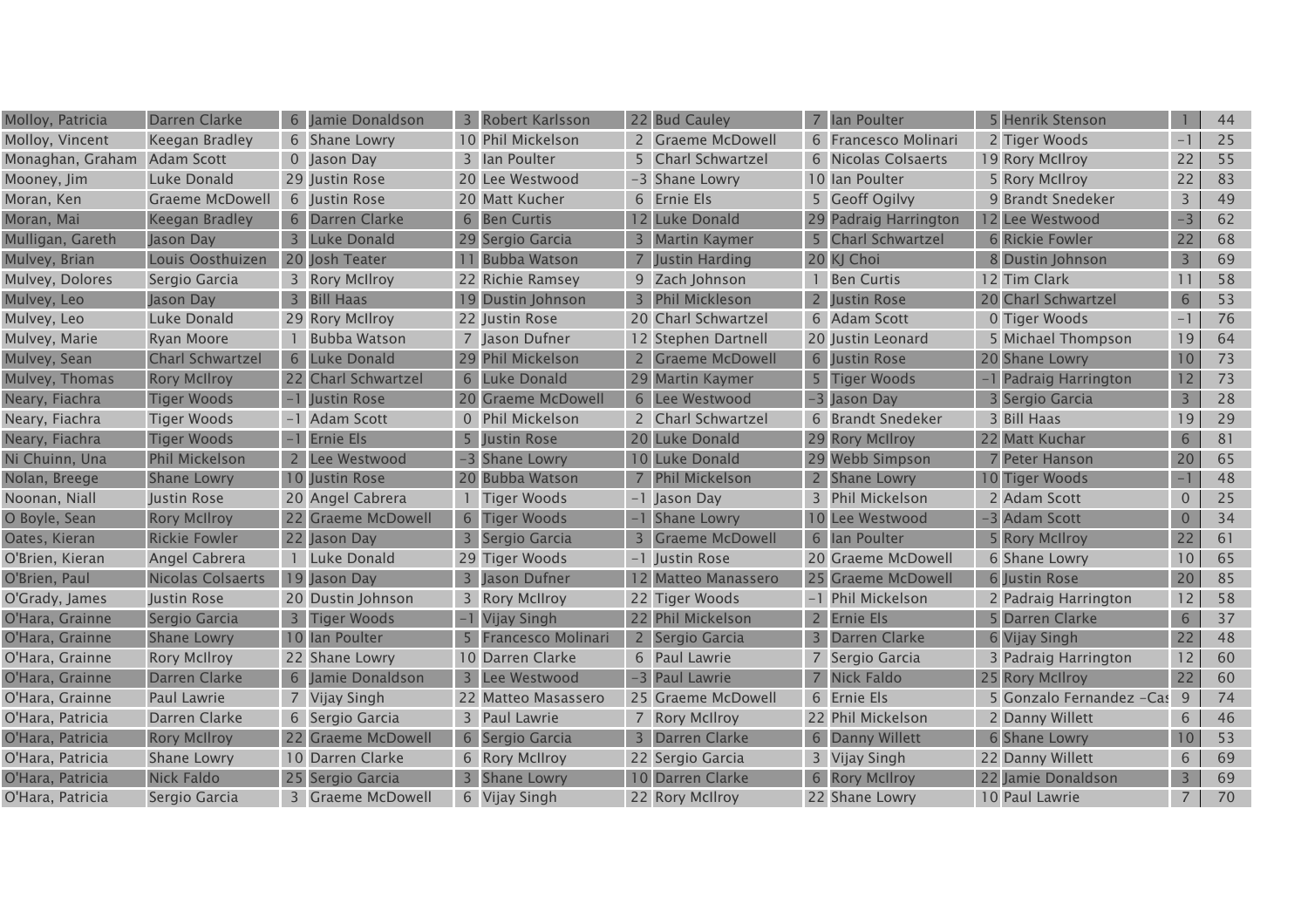| | | | | | | | | | | | | | | |
|---|---|---|---|---|---|---|---|---|---|---|---|---|---|---|
| Molloy, Patricia | Darren Clarke | 6 | Jamie Donaldson | 3 | Robert Karlsson | 22 | Bud Cauley | 7 | Ian Poulter | 5 | Henrik Stenson | 1 | 44 |
| Molloy, Vincent | Keegan Bradley | 6 | Shane Lowry | 10 | Phil Mickelson | 2 | Graeme McDowell | 6 | Francesco Molinari | 2 | Tiger Woods | -1 | 25 |
| Monaghan, Graham | Adam Scott | 0 | Jason Day | 3 | Ian Poulter | 5 | Charl Schwartzel | 6 | Nicolas Colsaerts | 19 | Rory McIlroy | 22 | 55 |
| Mooney, Jim | Luke Donald | 29 | Justin Rose | 20 | Lee Westwood | -3 | Shane Lowry | 10 | Ian Poulter | 5 | Rory McIlroy | 22 | 83 |
| Moran, Ken | Graeme McDowell | 6 | Justin Rose | 20 | Matt Kucher | 6 | Ernie Els | 5 | Geoff Ogilvy | 9 | Brandt Snedeker | 3 | 49 |
| Moran, Mai | Keegan Bradley | 6 | Darren Clarke | 6 | Ben Curtis | 12 | Luke Donald | 29 | Padraig Harrington | 12 | Lee Westwood | -3 | 62 |
| Mulligan, Gareth | Jason Day | 3 | Luke Donald | 29 | Sergio Garcia | 3 | Martin Kaymer | 5 | Charl Schwartzel | 6 | Rickie Fowler | 22 | 68 |
| Mulvey, Brian | Louis Oosthuizen | 20 | Josh Teater | 11 | Bubba Watson | 7 | Justin Harding | 20 | KJ Choi | 8 | Dustin Johnson | 3 | 69 |
| Mulvey, Dolores | Sergio Garcia | 3 | Rory McIlroy | 22 | Richie Ramsey | 9 | Zach Johnson | 1 | Ben Curtis | 12 | Tim Clark | 11 | 58 |
| Mulvey, Leo | Jason Day | 3 | Bill Haas | 19 | Dustin Johnson | 3 | Phil Mickleson | 2 | Justin Rose | 20 | Charl Schwartzel | 6 | 53 |
| Mulvey, Leo | Luke Donald | 29 | Rory McIlroy | 22 | Justin Rose | 20 | Charl Schwartzel | 6 | Adam Scott | 0 | Tiger Woods | -1 | 76 |
| Mulvey, Marie | Ryan Moore | 1 | Bubba Watson | 7 | Jason Dufner | 12 | Stephen Dartnell | 20 | Justin Leonard | 5 | Michael Thompson | 19 | 64 |
| Mulvey, Sean | Charl Schwartzel | 6 | Luke Donald | 29 | Phil Mickelson | 2 | Graeme McDowell | 6 | Justin Rose | 20 | Shane Lowry | 10 | 73 |
| Mulvey, Thomas | Rory McIlroy | 22 | Charl Schwartzel | 6 | Luke Donald | 29 | Martin Kaymer | 5 | Tiger Woods | -1 | Padraig Harrington | 12 | 73 |
| Neary, Fiachra | Tiger Woods | -1 | Justin Rose | 20 | Graeme McDowell | 6 | Lee Westwood | -3 | Jason Day | 3 | Sergio Garcia | 3 | 28 |
| Neary, Fiachra | Tiger Woods | -1 | Adam Scott | 0 | Phil Mickelson | 2 | Charl Schwartzel | 6 | Brandt Snedeker | 3 | Bill Haas | 19 | 29 |
| Neary, Fiachra | Tiger Woods | -1 | Ernie Els | 5 | Justin Rose | 20 | Luke Donald | 29 | Rory McIlroy | 22 | Matt Kuchar | 6 | 81 |
| Ni Chuinn, Una | Phil Mickelson | 2 | Lee Westwood | -3 | Shane Lowry | 10 | Luke Donald | 29 | Webb Simpson | 7 | Peter Hanson | 20 | 65 |
| Nolan, Breege | Shane Lowry | 10 | Justin Rose | 20 | Bubba Watson | 7 | Phil Mickelson | 2 | Shane Lowry | 10 | Tiger Woods | -1 | 48 |
| Noonan, Niall | Justin Rose | 20 | Angel Cabrera | 1 | Tiger Woods | -1 | Jason Day | 3 | Phil Mickelson | 2 | Adam Scott | 0 | 25 |
| O Boyle, Sean | Rory McIlroy | 22 | Graeme McDowell | 6 | Tiger Woods | -1 | Shane Lowry | 10 | Lee Westwood | -3 | Adam Scott | 0 | 34 |
| Oates, Kieran | Rickie Fowler | 22 | Jason Day | 3 | Sergio Garcia | 3 | Graeme McDowell | 6 | Ian Poulter | 5 | Rory McIlroy | 22 | 61 |
| O'Brien, Kieran | Angel Cabrera | 1 | Luke Donald | 29 | Tiger Woods | -1 | Justin Rose | 20 | Graeme McDowell | 6 | Shane Lowry | 10 | 65 |
| O'Brien, Paul | Nicolas Colsaerts | 19 | Jason Day | 3 | Jason Dufner | 12 | Matteo Manassero | 25 | Graeme McDowell | 6 | Justin Rose | 20 | 85 |
| O'Grady, James | Justin Rose | 20 | Dustin Johnson | 3 | Rory McIlroy | 22 | Tiger Woods | -1 | Phil Mickelson | 2 | Padraig Harrington | 12 | 58 |
| O'Hara, Grainne | Sergio Garcia | 3 | Tiger Woods | -1 | Vijay Singh | 22 | Phil Mickelson | 2 | Ernie Els | 5 | Darren Clarke | 6 | 37 |
| O'Hara, Grainne | Shane Lowry | 10 | Ian Poulter | 5 | Francesco Molinari | 2 | Sergio Garcia | 3 | Darren Clarke | 6 | Vijay Singh | 22 | 48 |
| O'Hara, Grainne | Rory McIlroy | 22 | Shane Lowry | 10 | Darren Clarke | 6 | Paul Lawrie | 7 | Sergio Garcia | 3 | Padraig Harrington | 12 | 60 |
| O'Hara, Grainne | Darren Clarke | 6 | Jamie Donaldson | 3 | Lee Westwood | -3 | Paul Lawrie | 7 | Nick Faldo | 25 | Rory McIlroy | 22 | 60 |
| O'Hara, Grainne | Paul Lawrie | 7 | Vijay Singh | 22 | Matteo Masassero | 25 | Graeme McDowell | 6 | Ernie Els | 5 | Gonzalo Fernandez -Cas | 9 | 74 |
| O'Hara, Patricia | Darren Clarke | 6 | Sergio Garcia | 3 | Paul Lawrie | 7 | Rory McIlroy | 22 | Phil Mickelson | 2 | Danny Willett | 6 | 46 |
| O'Hara, Patricia | Rory McIlroy | 22 | Graeme McDowell | 6 | Sergio Garcia | 3 | Darren Clarke | 6 | Danny Willett | 6 | Shane Lowry | 10 | 53 |
| O'Hara, Patricia | Shane Lowry | 10 | Darren Clarke | 6 | Rory McIlroy | 22 | Sergio Garcia | 3 | Vijay Singh | 22 | Danny Willett | 6 | 69 |
| O'Hara, Patricia | Nick Faldo | 25 | Sergio Garcia | 3 | Shane Lowry | 10 | Darren Clarke | 6 | Rory McIlroy | 22 | Jamie Donaldson | 3 | 69 |
| O'Hara, Patricia | Sergio Garcia | 3 | Graeme McDowell | 6 | Vijay Singh | 22 | Rory McIlroy | 22 | Shane Lowry | 10 | Paul Lawrie | 7 | 70 |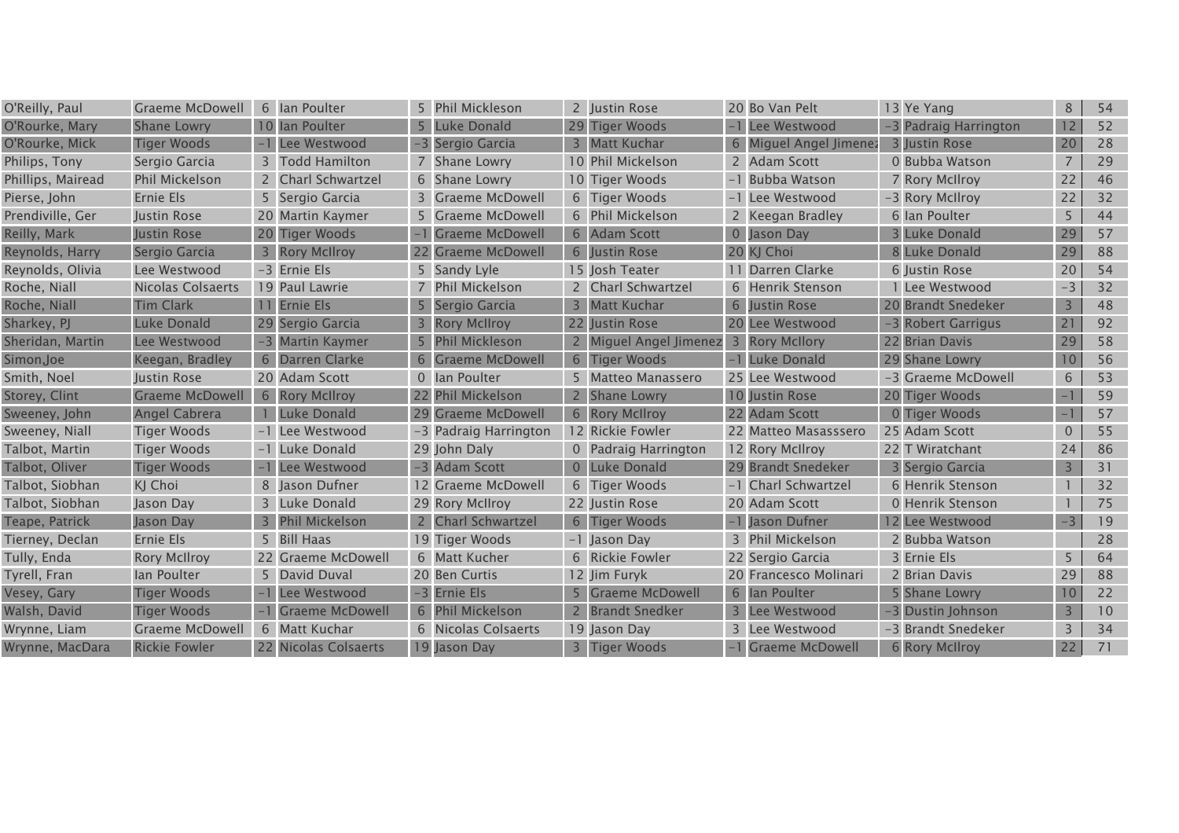| | | | | | | | | | | | | | | |
|---|---|---|---|---|---|---|---|---|---|---|---|---|---|---|
| O'Reilly, Paul | Graeme McDowell | 6 | Ian Poulter | 5 | Phil Mickleson | 2 | Justin Rose | 20 | Bo Van Pelt | 13 | Ye Yang | 8 | 54 |
| O'Rourke, Mary | Shane Lowry | 10 | Ian Poulter | 5 | Luke Donald | 29 | Tiger Woods | -1 | Lee Westwood | -3 | Padraig Harrington | 12 | 52 |
| O'Rourke, Mick | Tiger Woods | -1 | Lee Westwood | -3 | Sergio Garcia | 3 | Matt Kuchar | 6 | Miguel Angel Jimene | 3 | Justin Rose | 20 | 28 |
| Philips, Tony | Sergio Garcia | 3 | Todd Hamilton | 7 | Shane Lowry | 10 | Phil Mickelson | 2 | Adam Scott | 0 | Bubba Watson | 7 | 29 |
| Phillips, Mairead | Phil Mickelson | 2 | Charl Schwartzel | 6 | Shane Lowry | 10 | Tiger Woods | -1 | Bubba Watson | 7 | Rory McIlroy | 22 | 46 |
| Pierse, John | Ernie Els | 5 | Sergio Garcia | 3 | Graeme McDowell | 6 | Tiger Woods | -1 | Lee Westwood | -3 | Rory McIlroy | 22 | 32 |
| Prendiville, Ger | Justin Rose | 20 | Martin Kaymer | 5 | Graeme McDowell | 6 | Phil Mickelson | 2 | Keegan Bradley | 6 | Ian Poulter | 5 | 44 |
| Reilly, Mark | Justin Rose | 20 | Tiger Woods | -1 | Graeme McDowell | 6 | Adam Scott | 0 | Jason Day | 3 | Luke Donald | 29 | 57 |
| Reynolds, Harry | Sergio Garcia | 3 | Rory McIlroy | 22 | Graeme McDowell | 6 | Justin Rose | 20 | KJ Choi | 8 | Luke Donald | 29 | 88 |
| Reynolds, Olivia | Lee Westwood | -3 | Ernie Els | 5 | Sandy Lyle | 15 | Josh Teater | 11 | Darren Clarke | 6 | Justin Rose | 20 | 54 |
| Roche, Niall | Nicolas Colsaerts | 19 | Paul Lawrie | 7 | Phil Mickelson | 2 | Charl Schwartzel | 6 | Henrik Stenson | 1 | Lee Westwood | -3 | 32 |
| Roche, Niall | Tim Clark | 11 | Ernie Els | 5 | Sergio Garcia | 3 | Matt Kuchar | 6 | Justin Rose | 20 | Brandt Snedeker | 3 | 48 |
| Sharkey, PJ | Luke Donald | 29 | Sergio Garcia | 3 | Rory McIlroy | 22 | Justin Rose | 20 | Lee Westwood | -3 | Robert Garrigus | 21 | 92 |
| Sheridan, Martin | Lee Westwood | -3 | Martin Kaymer | 5 | Phil Mickleson | 2 | Miguel Angel Jimenez | 3 | Rory McIlory | 22 | Brian Davis | 29 | 58 |
| Simon,Joe | Keegan, Bradley | 6 | Darren Clarke | 6 | Graeme McDowell | 6 | Tiger Woods | -1 | Luke Donald | 29 | Shane Lowry | 10 | 56 |
| Smith, Noel | Justin Rose | 20 | Adam Scott | 0 | Ian Poulter | 5 | Matteo Manassero | 25 | Lee Westwood | -3 | Graeme McDowell | 6 | 53 |
| Storey, Clint | Graeme McDowell | 6 | Rory McIlroy | 22 | Phil Mickelson | 2 | Shane Lowry | 10 | Justin Rose | 20 | Tiger Woods | -1 | 59 |
| Sweeney, John | Angel Cabrera | 1 | Luke Donald | 29 | Graeme McDowell | 6 | Rory McIlroy | 22 | Adam Scott | 0 | Tiger Woods | -1 | 57 |
| Sweeney, Niall | Tiger Woods | -1 | Lee Westwood | -3 | Padraig Harrington | 12 | Rickie Fowler | 22 | Matteo Masasssero | 25 | Adam Scott | 0 | 55 |
| Talbot, Martin | Tiger Woods | -1 | Luke Donald | 29 | John Daly | 0 | Padraig Harrington | 12 | Rory McIlroy | 22 | T Wiratchant | 24 | 86 |
| Talbot, Oliver | Tiger Woods | -1 | Lee Westwood | -3 | Adam Scott | 0 | Luke Donald | 29 | Brandt Snedeker | 3 | Sergio Garcia | 3 | 31 |
| Talbot, Siobhan | KJ Choi | 8 | Jason Dufner | 12 | Graeme McDowell | 6 | Tiger Woods | -1 | Charl Schwartzel | 6 | Henrik Stenson | 1 | 32 |
| Talbot, Siobhan | Jason Day | 3 | Luke Donald | 29 | Rory McIlroy | 22 | Justin Rose | 20 | Adam Scott | 0 | Henrik Stenson | 1 | 75 |
| Teape, Patrick | Jason Day | 3 | Phil Mickelson | 2 | Charl Schwartzel | 6 | Tiger Woods | -1 | Jason Dufner | 12 | Lee Westwood | -3 | 19 |
| Tierney, Declan | Ernie Els | 5 | Bill Haas | 19 | Tiger Woods | -1 | Jason Day | 3 | Phil Mickelson | 2 | Bubba Watson | | 28 |
| Tully, Enda | Rory McIlroy | 22 | Graeme McDowell | 6 | Matt Kucher | 6 | Rickie Fowler | 22 | Sergio Garcia | 3 | Ernie Els | 5 | 64 |
| Tyrell, Fran | Ian Poulter | 5 | David Duval | 20 | Ben Curtis | 12 | Jim Furyk | 20 | Francesco Molinari | 2 | Brian Davis | 29 | 88 |
| Vesey, Gary | Tiger Woods | -1 | Lee Westwood | -3 | Ernie Els | 5 | Graeme McDowell | 6 | Ian Poulter | 5 | Shane Lowry | 10 | 22 |
| Walsh, David | Tiger Woods | -1 | Graeme McDowell | 6 | Phil Mickelson | 2 | Brandt Snedker | 3 | Lee Westwood | -3 | Dustin Johnson | 3 | 10 |
| Wrynne, Liam | Graeme McDowell | 6 | Matt Kuchar | 6 | Nicolas Colsaerts | 19 | Jason Day | 3 | Lee Westwood | -3 | Brandt Snedeker | 3 | 34 |
| Wrynne, MacDara | Rickie Fowler | 22 | Nicolas Colsaerts | 19 | Jason Day | 3 | Tiger Woods | -1 | Graeme McDowell | 6 | Rory McIlroy | 22 | 71 |